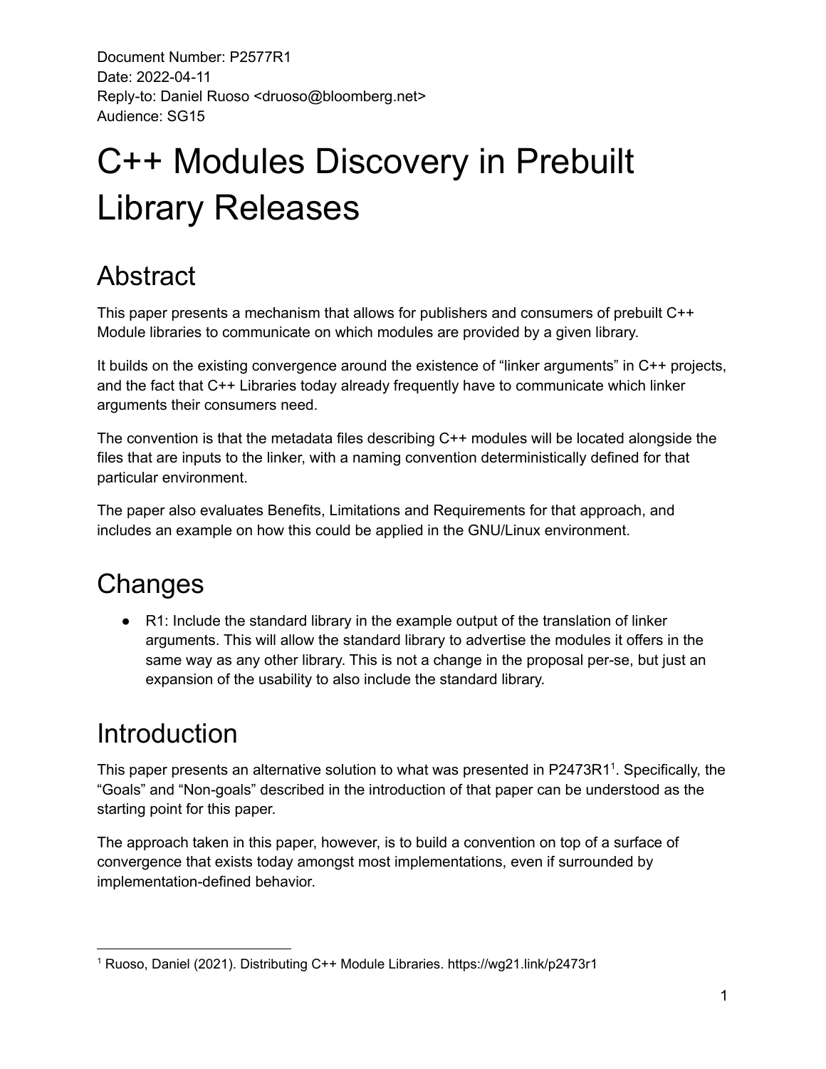Document Number: P2577R1
Date: 2022-04-11
Reply-to: Daniel Ruoso <druoso@bloomberg.net>
Audience: SG15

# C++ Modules Discovery in Prebuilt Library Releases

## Abstract

This paper presents a mechanism that allows for publishers and consumers of prebuilt C++ Module libraries to communicate on which modules are provided by a given library.

It builds on the existing convergence around the existence of "linker arguments" in C++ projects, and the fact that C++ Libraries today already frequently have to communicate which linker arguments their consumers need.

The convention is that the metadata files describing C++ modules will be located alongside the files that are inputs to the linker, with a naming convention deterministically defined for that particular environment.

The paper also evaluates Benefits, Limitations and Requirements for that approach, and includes an example on how this could be applied in the GNU/Linux environment.

## Changes

- R1: Include the standard library in the example output of the translation of linker arguments. This will allow the standard library to advertise the modules it offers in the same way as any other library. This is not a change in the proposal per-se, but just an expansion of the usability to also include the standard library.

## Introduction

This paper presents an alternative solution to what was presented in P2473R1[1]. Specifically, the "Goals" and "Non-goals" described in the introduction of that paper can be understood as the starting point for this paper.

The approach taken in this paper, however, is to build a convention on top of a surface of convergence that exists today amongst most implementations, even if surrounded by implementation-defined behavior.

[1] Ruoso, Daniel (2021). Distributing C++ Module Libraries. https://wg21.link/p2473r1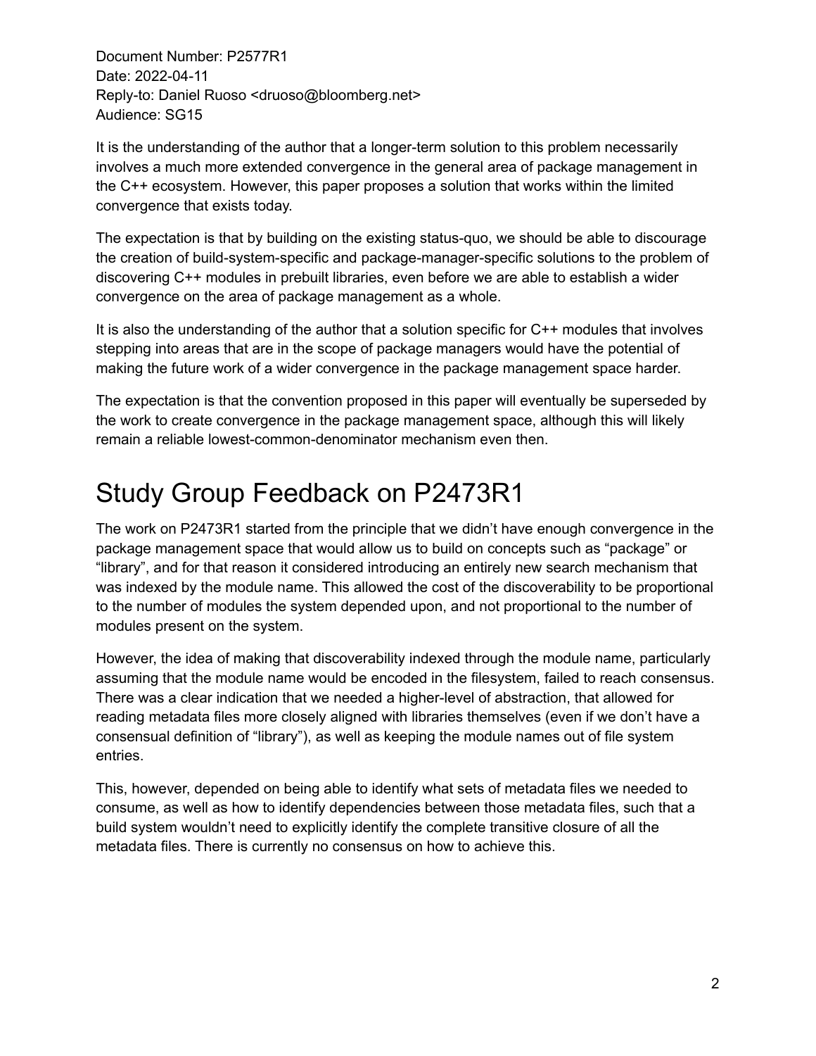Document Number: P2577R1
Date: 2022-04-11
Reply-to: Daniel Ruoso <druoso@bloomberg.net>
Audience: SG15

It is the understanding of the author that a longer-term solution to this problem necessarily involves a much more extended convergence in the general area of package management in the C++ ecosystem. However, this paper proposes a solution that works within the limited convergence that exists today.

The expectation is that by building on the existing status-quo, we should be able to discourage the creation of build-system-specific and package-manager-specific solutions to the problem of discovering C++ modules in prebuilt libraries, even before we are able to establish a wider convergence on the area of package management as a whole.

It is also the understanding of the author that a solution specific for C++ modules that involves stepping into areas that are in the scope of package managers would have the potential of making the future work of a wider convergence in the package management space harder.

The expectation is that the convention proposed in this paper will eventually be superseded by the work to create convergence in the package management space, although this will likely remain a reliable lowest-common-denominator mechanism even then.

# Study Group Feedback on P2473R1

The work on P2473R1 started from the principle that we didn't have enough convergence in the package management space that would allow us to build on concepts such as "package" or "library", and for that reason it considered introducing an entirely new search mechanism that was indexed by the module name. This allowed the cost of the discoverability to be proportional to the number of modules the system depended upon, and not proportional to the number of modules present on the system.

However, the idea of making that discoverability indexed through the module name, particularly assuming that the module name would be encoded in the filesystem, failed to reach consensus. There was a clear indication that we needed a higher-level of abstraction, that allowed for reading metadata files more closely aligned with libraries themselves (even if we don't have a consensual definition of "library"), as well as keeping the module names out of file system entries.

This, however, depended on being able to identify what sets of metadata files we needed to consume, as well as how to identify dependencies between those metadata files, such that a build system wouldn't need to explicitly identify the complete transitive closure of all the metadata files. There is currently no consensus on how to achieve this.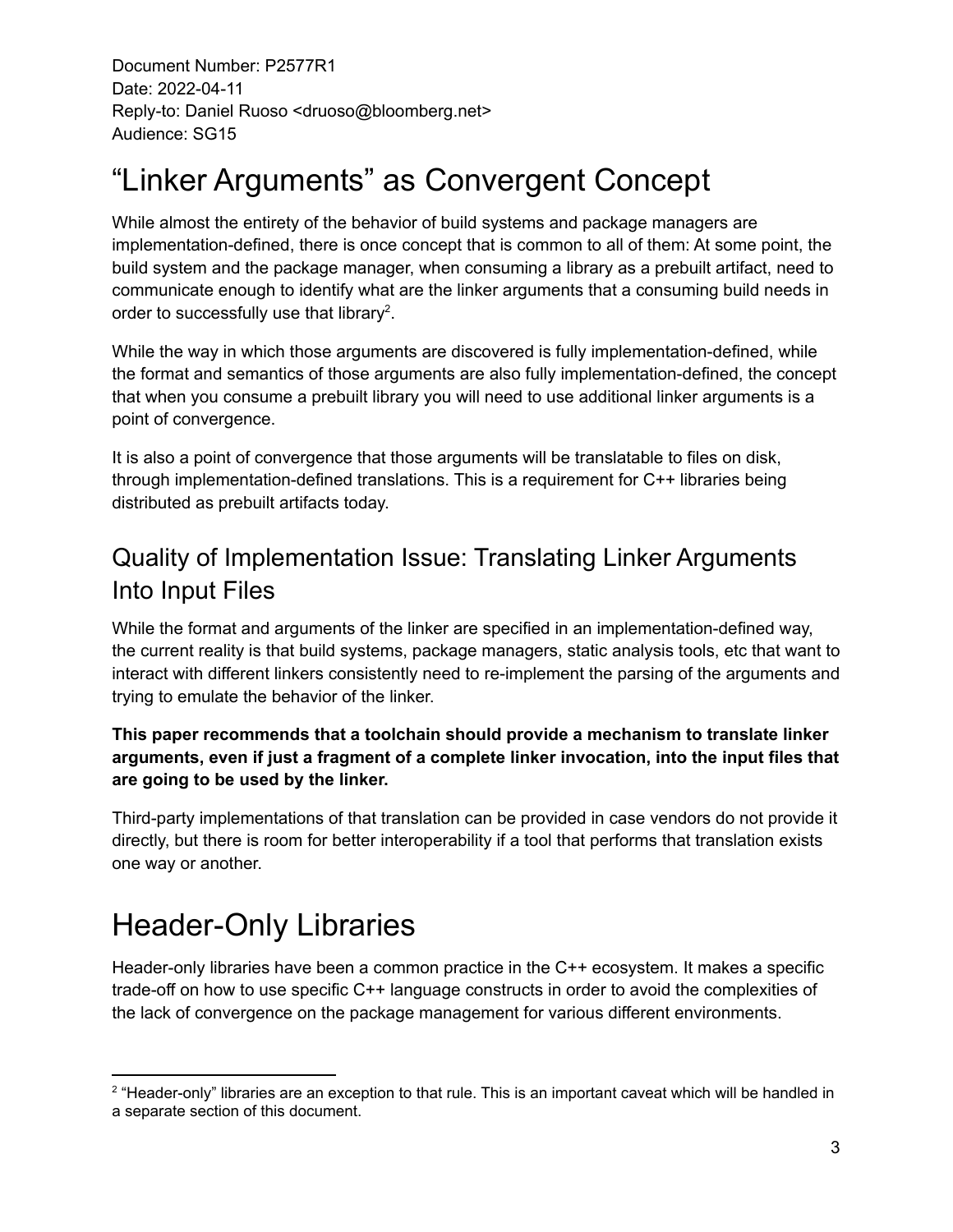Document Number: P2577R1
Date: 2022-04-11
Reply-to: Daniel Ruoso <druoso@bloomberg.net>
Audience: SG15

# "Linker Arguments" as Convergent Concept

While almost the entirety of the behavior of build systems and package managers are implementation-defined, there is once concept that is common to all of them: At some point, the build system and the package manager, when consuming a library as a prebuilt artifact, need to communicate enough to identify what are the linker arguments that a consuming build needs in order to successfully use that library[2].

While the way in which those arguments are discovered is fully implementation-defined, while the format and semantics of those arguments are also fully implementation-defined, the concept that when you consume a prebuilt library you will need to use additional linker arguments is a point of convergence.

It is also a point of convergence that those arguments will be translatable to files on disk, through implementation-defined translations. This is a requirement for C++ libraries being distributed as prebuilt artifacts today.

## Quality of Implementation Issue: Translating Linker Arguments Into Input Files

While the format and arguments of the linker are specified in an implementation-defined way, the current reality is that build systems, package managers, static analysis tools, etc that want to interact with different linkers consistently need to re-implement the parsing of the arguments and trying to emulate the behavior of the linker.

**This paper recommends that a toolchain should provide a mechanism to translate linker arguments, even if just a fragment of a complete linker invocation, into the input files that are going to be used by the linker.**

Third-party implementations of that translation can be provided in case vendors do not provide it directly, but there is room for better interoperability if a tool that performs that translation exists one way or another.

# Header-Only Libraries

Header-only libraries have been a common practice in the C++ ecosystem. It makes a specific trade-off on how to use specific C++ language constructs in order to avoid the complexities of the lack of convergence on the package management for various different environments.

[2] "Header-only" libraries are an exception to that rule. This is an important caveat which will be handled in a separate section of this document.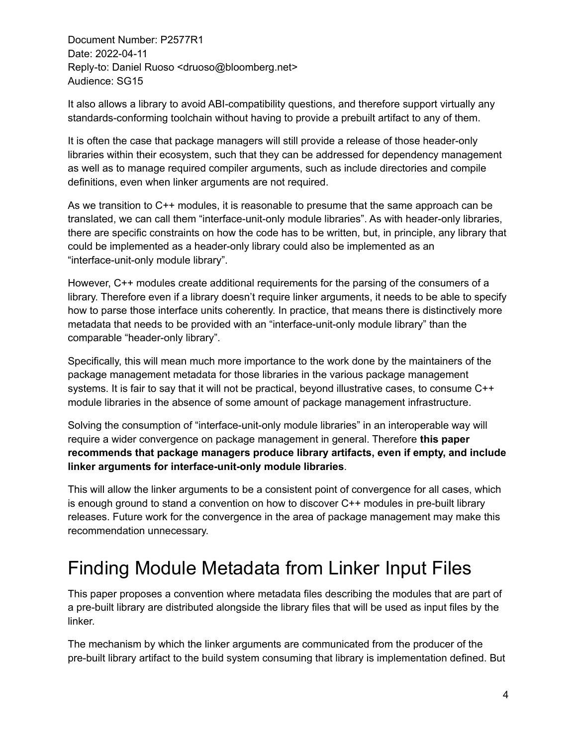It also allows a library to avoid ABI-compatibility questions, and therefore support virtually any standards-conforming toolchain without having to provide a prebuilt artifact to any of them.

It is often the case that package managers will still provide a release of those header-only libraries within their ecosystem, such that they can be addressed for dependency management as well as to manage required compiler arguments, such as include directories and compile definitions, even when linker arguments are not required.

As we transition to C++ modules, it is reasonable to presume that the same approach can be translated, we can call them “interface-unit-only module libraries”. As with header-only libraries, there are specific constraints on how the code has to be written, but, in principle, any library that could be implemented as a header-only library could also be implemented as an “interface-unit-only module library”.

However, C++ modules create additional requirements for the parsing of the consumers of a library. Therefore even if a library doesn’t require linker arguments, it needs to be able to specify how to parse those interface units coherently. In practice, that means there is distinctively more metadata that needs to be provided with an “interface-unit-only module library” than the comparable “header-only library”.

Specifically, this will mean much more importance to the work done by the maintainers of the package management metadata for those libraries in the various package management systems. It is fair to say that it will not be practical, beyond illustrative cases, to consume C++ module libraries in the absence of some amount of package management infrastructure.

Solving the consumption of “interface-unit-only module libraries” in an interoperable way will require a wider convergence on package management in general. Therefore **this paper recommends that package managers produce library artifacts, even if empty, and include linker arguments for interface-unit-only module libraries**.

This will allow the linker arguments to be a consistent point of convergence for all cases, which is enough ground to stand a convention on how to discover C++ modules in pre-built library releases. Future work for the convergence in the area of package management may make this recommendation unnecessary.

# Finding Module Metadata from Linker Input Files

This paper proposes a convention where metadata files describing the modules that are part of a pre-built library are distributed alongside the library files that will be used as input files by the linker.

The mechanism by which the linker arguments are communicated from the producer of the pre-built library artifact to the build system consuming that library is implementation defined. But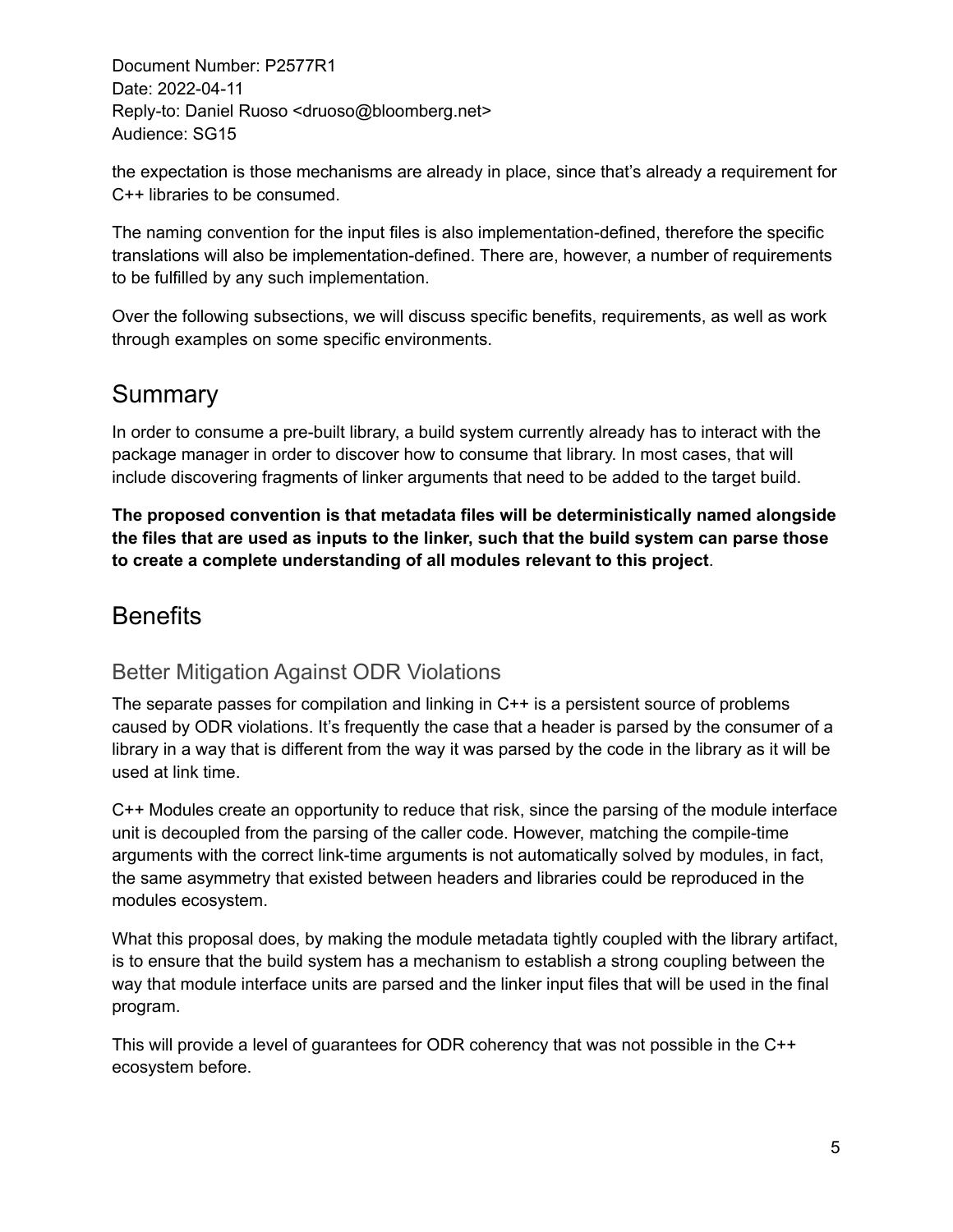the expectation is those mechanisms are already in place, since that's already a requirement for C++ libraries to be consumed.

The naming convention for the input files is also implementation-defined, therefore the specific translations will also be implementation-defined. There are, however, a number of requirements to be fulfilled by any such implementation.

Over the following subsections, we will discuss specific benefits, requirements, as well as work through examples on some specific environments.

## Summary

In order to consume a pre-built library, a build system currently already has to interact with the package manager in order to discover how to consume that library. In most cases, that will include discovering fragments of linker arguments that need to be added to the target build.

**The proposed convention is that metadata files will be deterministically named alongside the files that are used as inputs to the linker, such that the build system can parse those to create a complete understanding of all modules relevant to this project**.

## Benefits

### Better Mitigation Against ODR Violations

The separate passes for compilation and linking in C++ is a persistent source of problems caused by ODR violations. It's frequently the case that a header is parsed by the consumer of a library in a way that is different from the way it was parsed by the code in the library as it will be used at link time.

C++ Modules create an opportunity to reduce that risk, since the parsing of the module interface unit is decoupled from the parsing of the caller code. However, matching the compile-time arguments with the correct link-time arguments is not automatically solved by modules, in fact, the same asymmetry that existed between headers and libraries could be reproduced in the modules ecosystem.

What this proposal does, by making the module metadata tightly coupled with the library artifact, is to ensure that the build system has a mechanism to establish a strong coupling between the way that module interface units are parsed and the linker input files that will be used in the final program.

This will provide a level of guarantees for ODR coherency that was not possible in the C++ ecosystem before.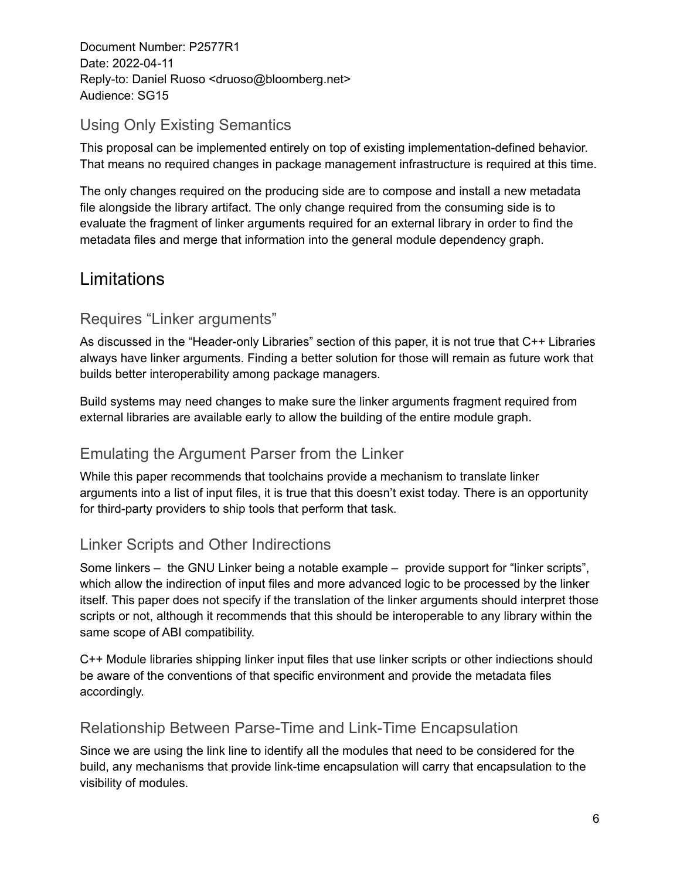Document Number: P2577R1
Date: 2022-04-11
Reply-to: Daniel Ruoso <druoso@bloomberg.net>
Audience: SG15

### Using Only Existing Semantics

This proposal can be implemented entirely on top of existing implementation-defined behavior. That means no required changes in package management infrastructure is required at this time.

The only changes required on the producing side are to compose and install a new metadata file alongside the library artifact. The only change required from the consuming side is to evaluate the fragment of linker arguments required for an external library in order to find the metadata files and merge that information into the general module dependency graph.

## Limitations

### Requires "Linker arguments"

As discussed in the "Header-only Libraries" section of this paper, it is not true that C++ Libraries always have linker arguments. Finding a better solution for those will remain as future work that builds better interoperability among package managers.

Build systems may need changes to make sure the linker arguments fragment required from external libraries are available early to allow the building of the entire module graph.

### Emulating the Argument Parser from the Linker

While this paper recommends that toolchains provide a mechanism to translate linker arguments into a list of input files, it is true that this doesn't exist today. There is an opportunity for third-party providers to ship tools that perform that task.

### Linker Scripts and Other Indirections

Some linkers – the GNU Linker being a notable example – provide support for "linker scripts", which allow the indirection of input files and more advanced logic to be processed by the linker itself. This paper does not specify if the translation of the linker arguments should interpret those scripts or not, although it recommends that this should be interoperable to any library within the same scope of ABI compatibility.

C++ Module libraries shipping linker input files that use linker scripts or other indiections should be aware of the conventions of that specific environment and provide the metadata files accordingly.

### Relationship Between Parse-Time and Link-Time Encapsulation

Since we are using the link line to identify all the modules that need to be considered for the build, any mechanisms that provide link-time encapsulation will carry that encapsulation to the visibility of modules.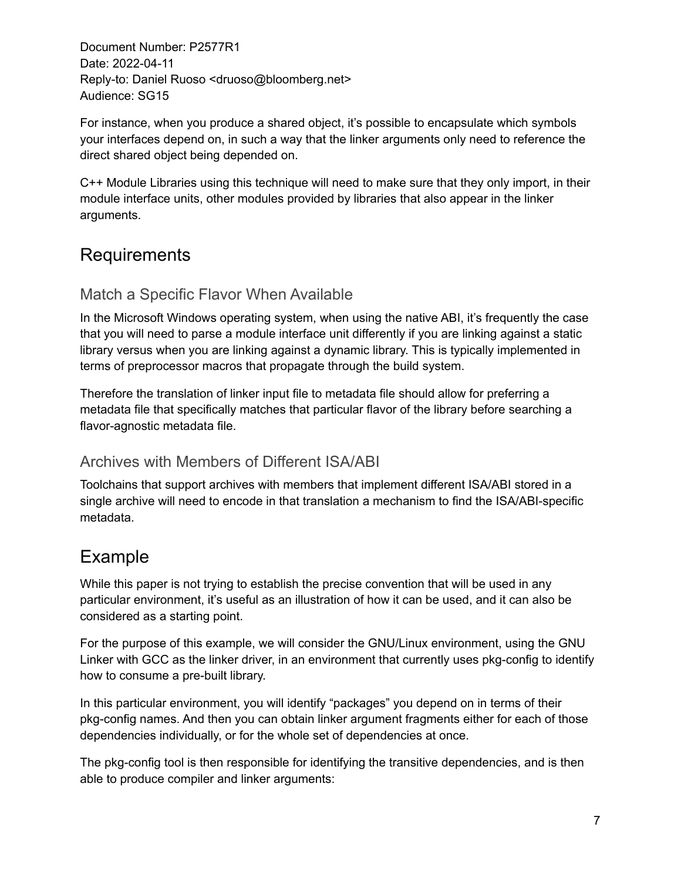Document Number: P2577R1
Date: 2022-04-11
Reply-to: Daniel Ruoso <druoso@bloomberg.net>
Audience: SG15

For instance, when you produce a shared object, it's possible to encapsulate which symbols your interfaces depend on, in such a way that the linker arguments only need to reference the direct shared object being depended on.

C++ Module Libraries using this technique will need to make sure that they only import, in their module interface units, other modules provided by libraries that also appear in the linker arguments.

# Requirements

## Match a Specific Flavor When Available

In the Microsoft Windows operating system, when using the native ABI, it's frequently the case that you will need to parse a module interface unit differently if you are linking against a static library versus when you are linking against a dynamic library. This is typically implemented in terms of preprocessor macros that propagate through the build system.

Therefore the translation of linker input file to metadata file should allow for preferring a metadata file that specifically matches that particular flavor of the library before searching a flavor-agnostic metadata file.

## Archives with Members of Different ISA/ABI

Toolchains that support archives with members that implement different ISA/ABI stored in a single archive will need to encode in that translation a mechanism to find the ISA/ABI-specific metadata.

# Example

While this paper is not trying to establish the precise convention that will be used in any particular environment, it's useful as an illustration of how it can be used, and it can also be considered as a starting point.

For the purpose of this example, we will consider the GNU/Linux environment, using the GNU Linker with GCC as the linker driver, in an environment that currently uses pkg-config to identify how to consume a pre-built library.

In this particular environment, you will identify "packages" you depend on in terms of their pkg-config names. And then you can obtain linker argument fragments either for each of those dependencies individually, or for the whole set of dependencies at once.

The pkg-config tool is then responsible for identifying the transitive dependencies, and is then able to produce compiler and linker arguments: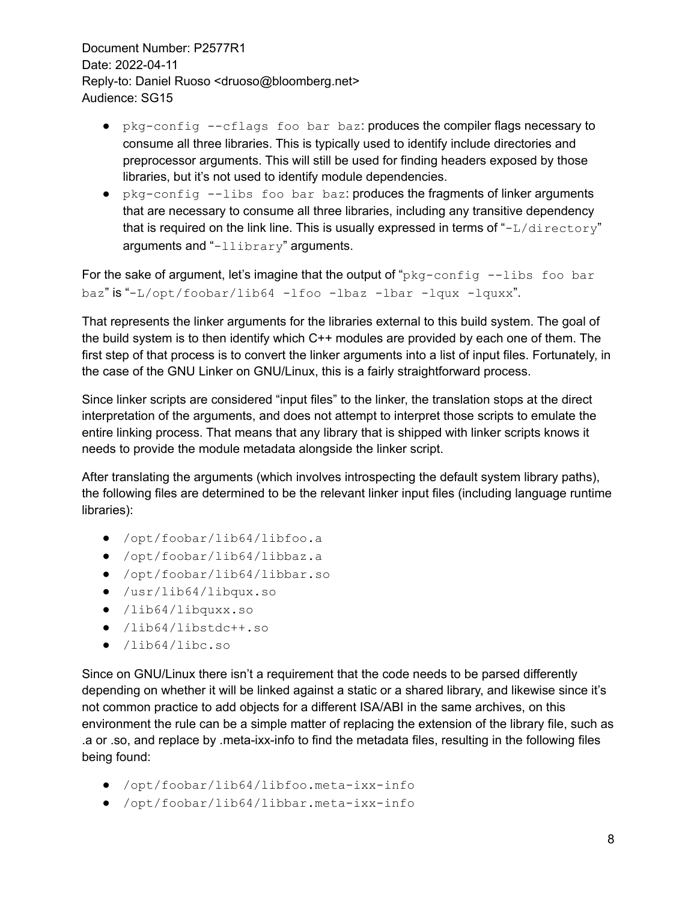- `pkg-config --cflags foo bar baz`: produces the compiler flags necessary to consume all three libraries. This is typically used to identify include directories and preprocessor arguments. This will still be used for finding headers exposed by those libraries, but it's not used to identify module dependencies.
- `pkg-config --libs foo bar baz`: produces the fragments of linker arguments that are necessary to consume all three libraries, including any transitive dependency that is required on the link line. This is usually expressed in terms of "`-L/directory`" arguments and "`-llibrary`" arguments.

For the sake of argument, let's imagine that the output of "`pkg-config --libs foo bar baz`" is "`-L/opt/foobar/lib64 -lfoo -lbaz -lbar -lqux -lquxx`".

That represents the linker arguments for the libraries external to this build system. The goal of the build system is to then identify which C++ modules are provided by each one of them. The first step of that process is to convert the linker arguments into a list of input files. Fortunately, in the case of the GNU Linker on GNU/Linux, this is a fairly straightforward process.

Since linker scripts are considered "input files" to the linker, the translation stops at the direct interpretation of the arguments, and does not attempt to interpret those scripts to emulate the entire linking process. That means that any library that is shipped with linker scripts knows it needs to provide the module metadata alongside the linker script.

After translating the arguments (which involves introspecting the default system library paths), the following files are determined to be the relevant linker input files (including language runtime libraries):

- `/opt/foobar/lib64/libfoo.a`
- `/opt/foobar/lib64/libbaz.a`
- `/opt/foobar/lib64/libbar.so`
- `/usr/lib64/libqux.so`
- `/lib64/libquxx.so`
- `/lib64/libstdc++.so`
- `/lib64/libc.so`

Since on GNU/Linux there isn't a requirement that the code needs to be parsed differently depending on whether it will be linked against a static or a shared library, and likewise since it's not common practice to add objects for a different ISA/ABI in the same archives, on this environment the rule can be a simple matter of replacing the extension of the library file, such as .a or .so, and replace by .meta-ixx-info to find the metadata files, resulting in the following files being found:

- `/opt/foobar/lib64/libfoo.meta-ixx-info`
- `/opt/foobar/lib64/libbar.meta-ixx-info`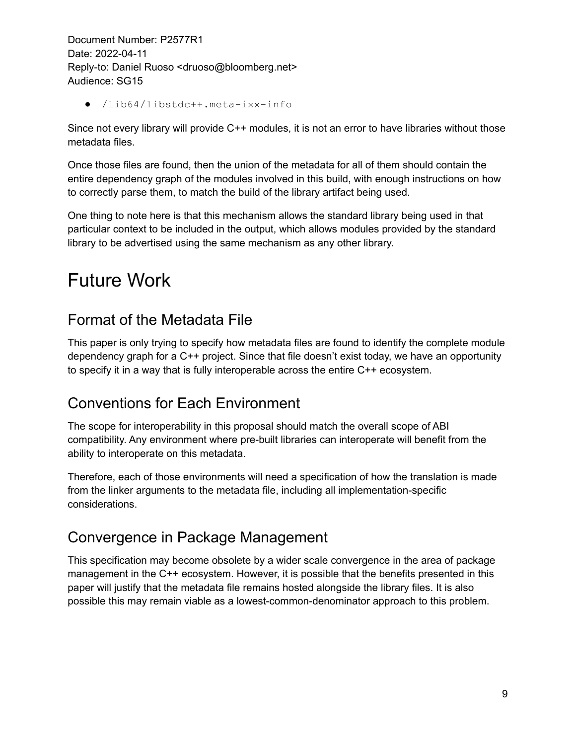- `/lib64/libstdc++.meta-ixx-info`

Since not every library will provide C++ modules, it is not an error to have libraries without those metadata files.

Once those files are found, then the union of the metadata for all of them should contain the entire dependency graph of the modules involved in this build, with enough instructions on how to correctly parse them, to match the build of the library artifact being used.

One thing to note here is that this mechanism allows the standard library being used in that particular context to be included in the output, which allows modules provided by the standard library to be advertised using the same mechanism as any other library.

# Future Work

## Format of the Metadata File

This paper is only trying to specify how metadata files are found to identify the complete module dependency graph for a C++ project. Since that file doesn't exist today, we have an opportunity to specify it in a way that is fully interoperable across the entire C++ ecosystem.

## Conventions for Each Environment

The scope for interoperability in this proposal should match the overall scope of ABI compatibility. Any environment where pre-built libraries can interoperate will benefit from the ability to interoperate on this metadata.

Therefore, each of those environments will need a specification of how the translation is made from the linker arguments to the metadata file, including all implementation-specific considerations.

## Convergence in Package Management

This specification may become obsolete by a wider scale convergence in the area of package management in the C++ ecosystem. However, it is possible that the benefits presented in this paper will justify that the metadata file remains hosted alongside the library files. It is also possible this may remain viable as a lowest-common-denominator approach to this problem.